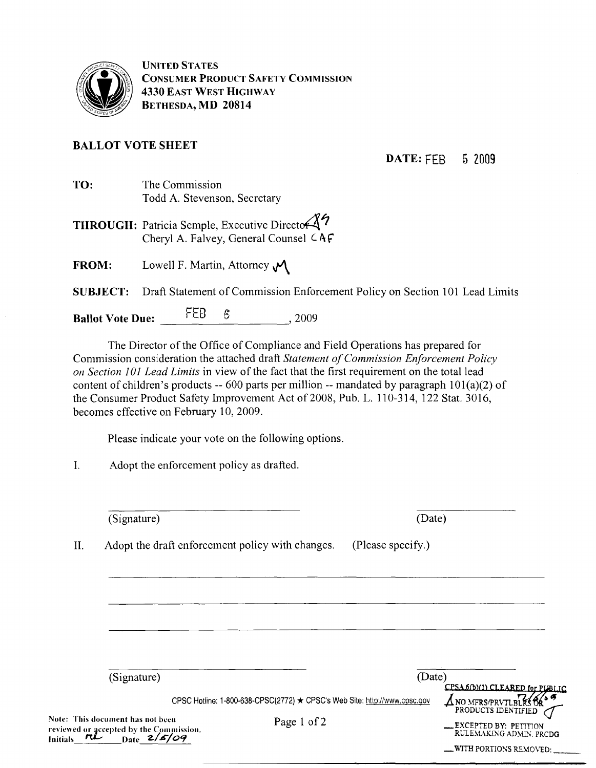UNITED STATES
CONSUMER PRODUCT SAFETY COMMISSION
4330 EAST WEST HIGHWAY
BETHESDA, MD 20814

## BALLOT VOTE SHEET

**DATE:** FEB 5 2009

**TO:** The Commission
Todd A. Stevenson, Secretary

**THROUGH:** Patricia Semple, Executive Director
Cheryl A. Falvey, General Counsel CAF

**FROM:** Lowell F. Martin, Attorney

**SUBJECT:** Draft Statement of Commission Enforcement Policy on Section 101 Lead Limits

**Ballot Vote Due:** FEB 6, 2009

The Director of the Office of Compliance and Field Operations has prepared for Commission consideration the attached draft *Statement of Commission Enforcement Policy on Section 101 Lead Limits* in view of the fact that the first requirement on the total lead content of children's products -- 600 parts per million -- mandated by paragraph 101(a)(2) of the Consumer Product Safety Improvement Act of 2008, Pub. L. 110-314, 122 Stat. 3016, becomes effective on February 10, 2009.

Please indicate your vote on the following options.

I. Adopt the enforcement policy as drafted.

______________________ (Signature) ______________ (Date)

II. Adopt the draft enforcement policy with changes. (Please specify.)

______________________________________________

______________________________________________

______________________________________________

______________________ (Signature) ______________ (Date)

CPSC Hotline: 1-800-638-CPSC(2772) ★ CPSC's Web Site: http://www.cpsc.gov

Note: This document has not been reviewed or accepted by the Commission.
Initials RL Date 2/5/09

CPSA 6(b)(1) CLEARED for PUBLIC
NO MFRS/PRVTLBLRS OR PRODUCTS IDENTIFIED
__ EXCEPTED BY: PETITION RULEMAKING ADMIN. PRCDG
__ WITH PORTIONS REMOVED: ____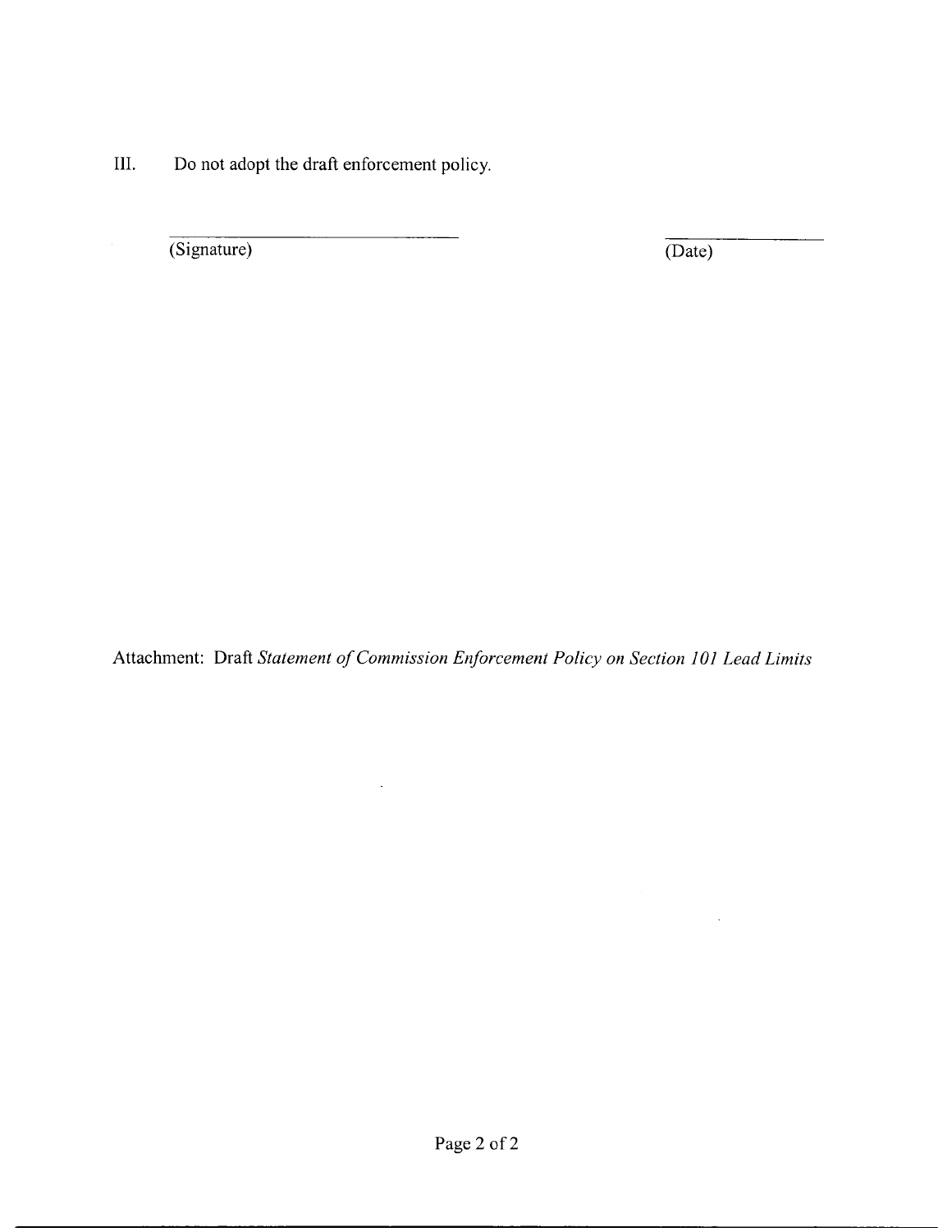III. Do not adopt the draft enforcement policy.

\_\_\_\_\_\_\_\_\_\_\_\_\_\_\_\_\_\_\_\_\_\_\_\_\_\_\_\_\_\_ \_\_\_\_\_\_\_\_\_\_\_\_\_\_\_
(Signature) (Date)

Attachment: Draft *Statement of Commission Enforcement Policy on Section 101 Lead Limits*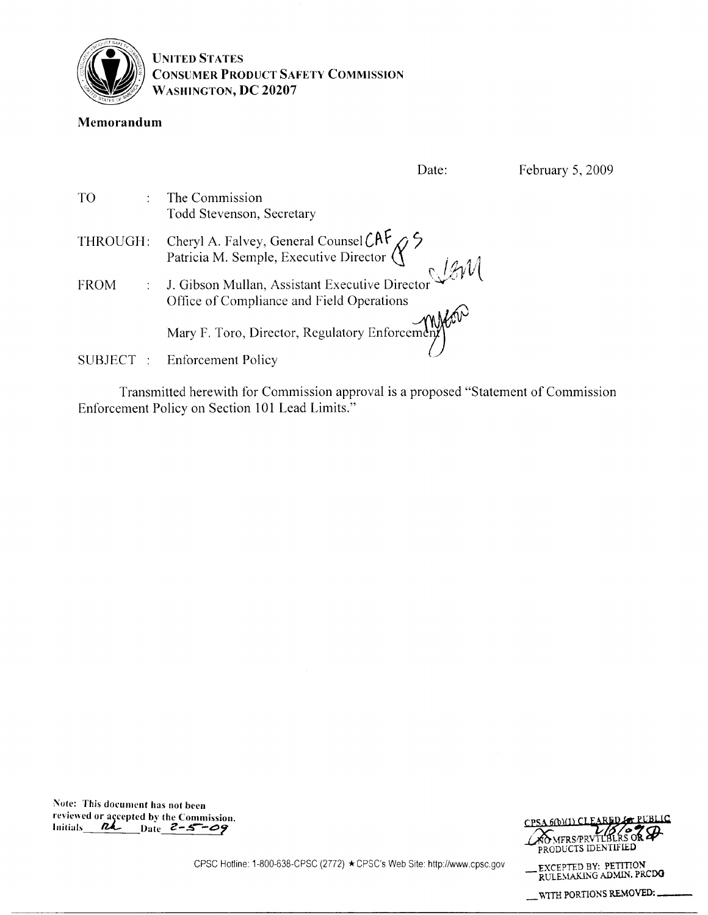**UNITED STATES**
**CONSUMER PRODUCT SAFETY COMMISSION**
**WASHINGTON, DC 20207**

**Memorandum**

Date: February 5, 2009

TO : The Commission
Todd Stevenson, Secretary

THROUGH: Cheryl A. Falvey, General Counsel CAF
Patricia M. Semple, Executive Director

FROM : J. Gibson Mullan, Assistant Executive Director
Office of Compliance and Field Operations

Mary F. Toro, Director, Regulatory Enforcement

SUBJECT : Enforcement Policy

Transmitted herewith for Commission approval is a proposed "Statement of Commission Enforcement Policy on Section 101 Lead Limits."

Note: This document has not been reviewed or accepted by the Commission.
Initials RL Date 2-5-09

CPSC Hotline: 1-800-638-CPSC (2772) ★ CPSC's Web Site: http://www.cpsc.gov

CPSA 6(b)(1) CLEARED for PUBLIC
NO MFRS/PRVTLBLRS OR PRODUCTS IDENTIFIED

__ EXCEPTED BY: PETITION RULEMAKING ADMIN. PRCDG

__ WITH PORTIONS REMOVED: ______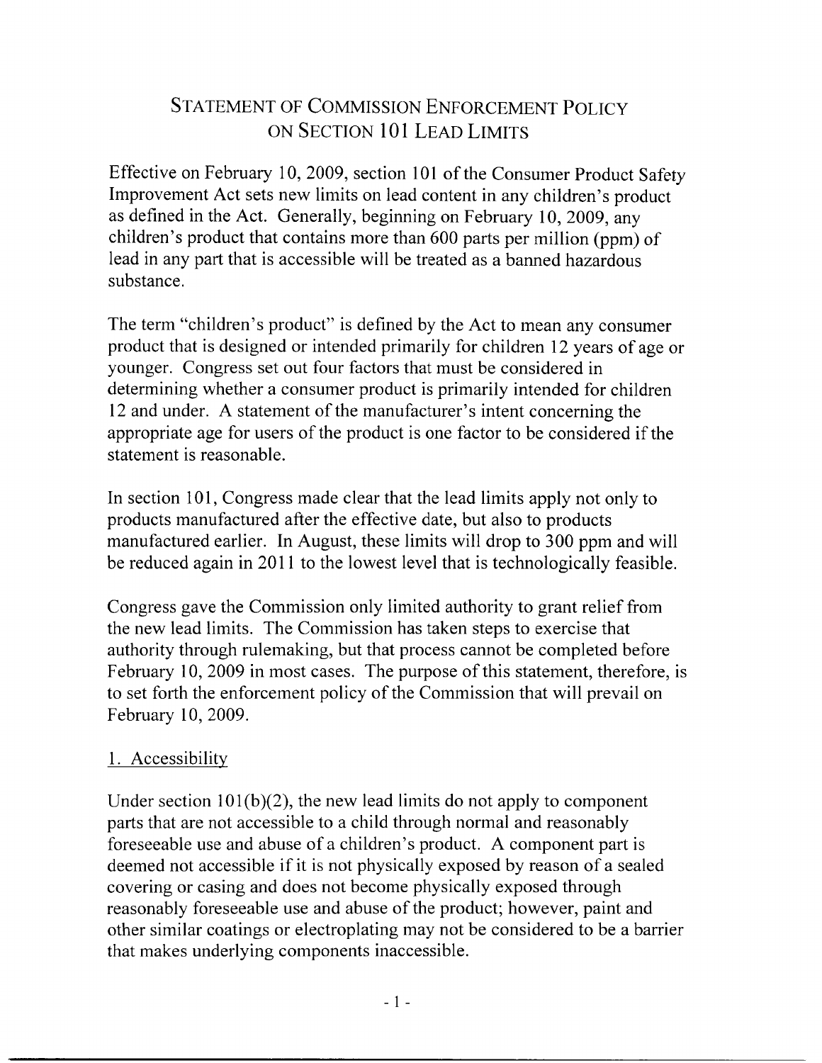# Statement of Commission Enforcement Policy on Section 101 Lead Limits

Effective on February 10, 2009, section 101 of the Consumer Product Safety Improvement Act sets new limits on lead content in any children's product as defined in the Act. Generally, beginning on February 10, 2009, any children's product that contains more than 600 parts per million (ppm) of lead in any part that is accessible will be treated as a banned hazardous substance.

The term "children's product" is defined by the Act to mean any consumer product that is designed or intended primarily for children 12 years of age or younger. Congress set out four factors that must be considered in determining whether a consumer product is primarily intended for children 12 and under. A statement of the manufacturer's intent concerning the appropriate age for users of the product is one factor to be considered if the statement is reasonable.

In section 101, Congress made clear that the lead limits apply not only to products manufactured after the effective date, but also to products manufactured earlier. In August, these limits will drop to 300 ppm and will be reduced again in 2011 to the lowest level that is technologically feasible.

Congress gave the Commission only limited authority to grant relief from the new lead limits. The Commission has taken steps to exercise that authority through rulemaking, but that process cannot be completed before February 10, 2009 in most cases. The purpose of this statement, therefore, is to set forth the enforcement policy of the Commission that will prevail on February 10, 2009.

## 1. Accessibility

Under section 101(b)(2), the new lead limits do not apply to component parts that are not accessible to a child through normal and reasonably foreseeable use and abuse of a children's product. A component part is deemed not accessible if it is not physically exposed by reason of a sealed covering or casing and does not become physically exposed through reasonably foreseeable use and abuse of the product; however, paint and other similar coatings or electroplating may not be considered to be a barrier that makes underlying components inaccessible.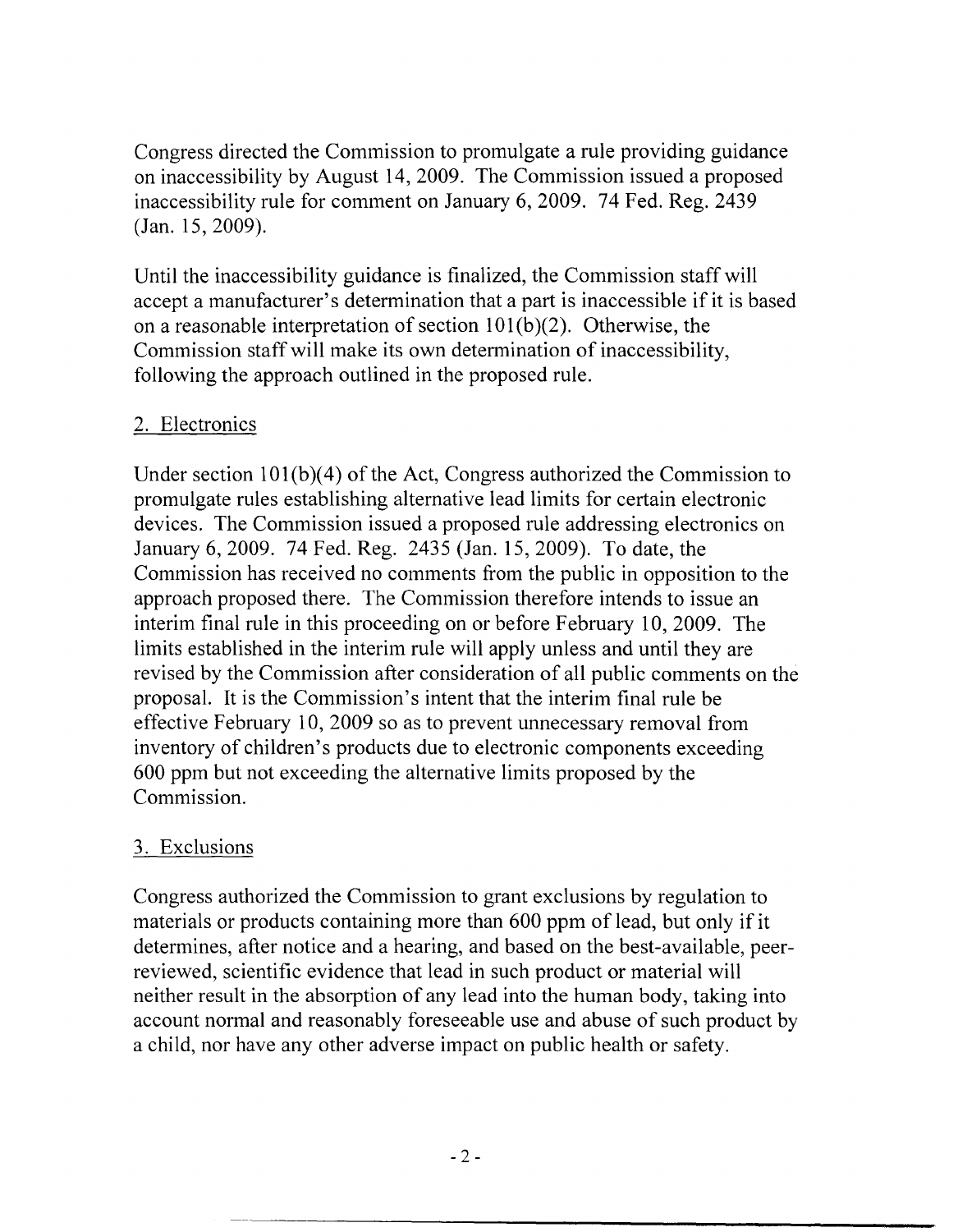Congress directed the Commission to promulgate a rule providing guidance on inaccessibility by August 14, 2009. The Commission issued a proposed inaccessibility rule for comment on January 6, 2009. 74 Fed. Reg. 2439 (Jan. 15, 2009).

Until the inaccessibility guidance is finalized, the Commission staff will accept a manufacturer's determination that a part is inaccessible if it is based on a reasonable interpretation of section 101(b)(2). Otherwise, the Commission staff will make its own determination of inaccessibility, following the approach outlined in the proposed rule.

## 2. Electronics

Under section 101(b)(4) of the Act, Congress authorized the Commission to promulgate rules establishing alternative lead limits for certain electronic devices. The Commission issued a proposed rule addressing electronics on January 6, 2009. 74 Fed. Reg. 2435 (Jan. 15, 2009). To date, the Commission has received no comments from the public in opposition to the approach proposed there. The Commission therefore intends to issue an interim final rule in this proceeding on or before February 10, 2009. The limits established in the interim rule will apply unless and until they are revised by the Commission after consideration of all public comments on the proposal. It is the Commission's intent that the interim final rule be effective February 10, 2009 so as to prevent unnecessary removal from inventory of children's products due to electronic components exceeding 600 ppm but not exceeding the alternative limits proposed by the Commission.

## 3. Exclusions

Congress authorized the Commission to grant exclusions by regulation to materials or products containing more than 600 ppm of lead, but only if it determines, after notice and a hearing, and based on the best-available, peer-reviewed, scientific evidence that lead in such product or material will neither result in the absorption of any lead into the human body, taking into account normal and reasonably foreseeable use and abuse of such product by a child, nor have any other adverse impact on public health or safety.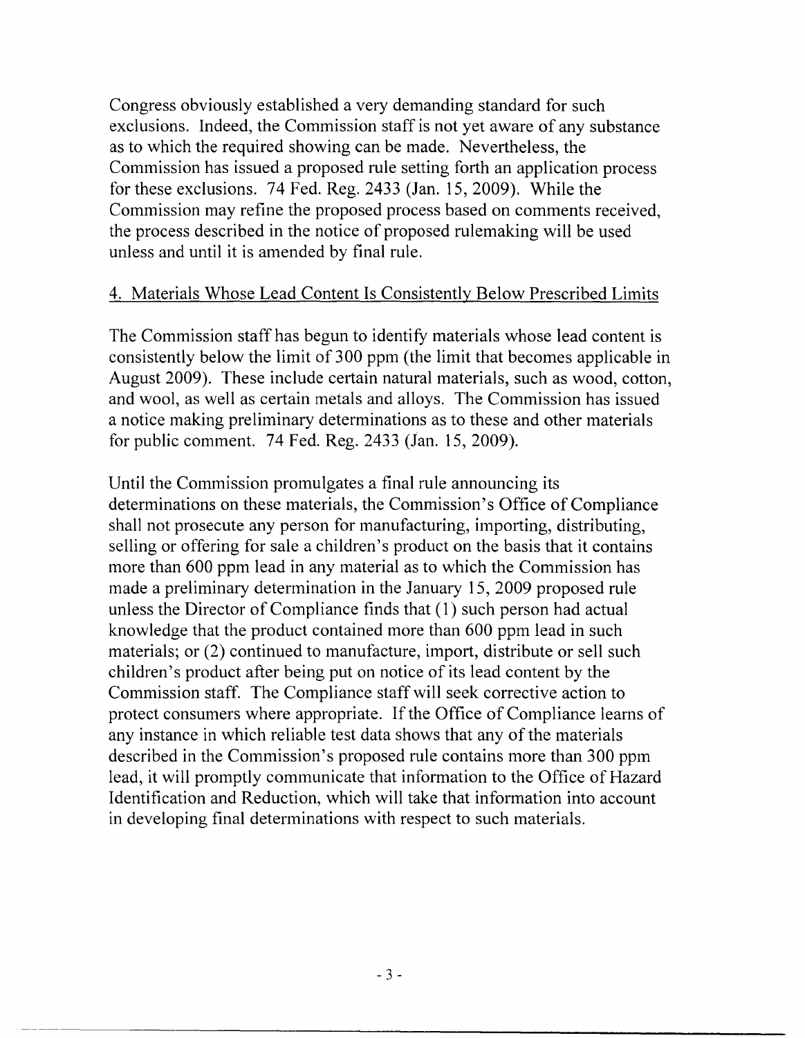Congress obviously established a very demanding standard for such exclusions. Indeed, the Commission staff is not yet aware of any substance as to which the required showing can be made. Nevertheless, the Commission has issued a proposed rule setting forth an application process for these exclusions. 74 Fed. Reg. 2433 (Jan. 15, 2009). While the Commission may refine the proposed process based on comments received, the process described in the notice of proposed rulemaking will be used unless and until it is amended by final rule.

4. Materials Whose Lead Content Is Consistently Below Prescribed Limits

The Commission staff has begun to identify materials whose lead content is consistently below the limit of 300 ppm (the limit that becomes applicable in August 2009). These include certain natural materials, such as wood, cotton, and wool, as well as certain metals and alloys. The Commission has issued a notice making preliminary determinations as to these and other materials for public comment. 74 Fed. Reg. 2433 (Jan. 15, 2009).

Until the Commission promulgates a final rule announcing its determinations on these materials, the Commission's Office of Compliance shall not prosecute any person for manufacturing, importing, distributing, selling or offering for sale a children's product on the basis that it contains more than 600 ppm lead in any material as to which the Commission has made a preliminary determination in the January 15, 2009 proposed rule unless the Director of Compliance finds that (1) such person had actual knowledge that the product contained more than 600 ppm lead in such materials; or (2) continued to manufacture, import, distribute or sell such children's product after being put on notice of its lead content by the Commission staff. The Compliance staff will seek corrective action to protect consumers where appropriate. If the Office of Compliance learns of any instance in which reliable test data shows that any of the materials described in the Commission's proposed rule contains more than 300 ppm lead, it will promptly communicate that information to the Office of Hazard Identification and Reduction, which will take that information into account in developing final determinations with respect to such materials.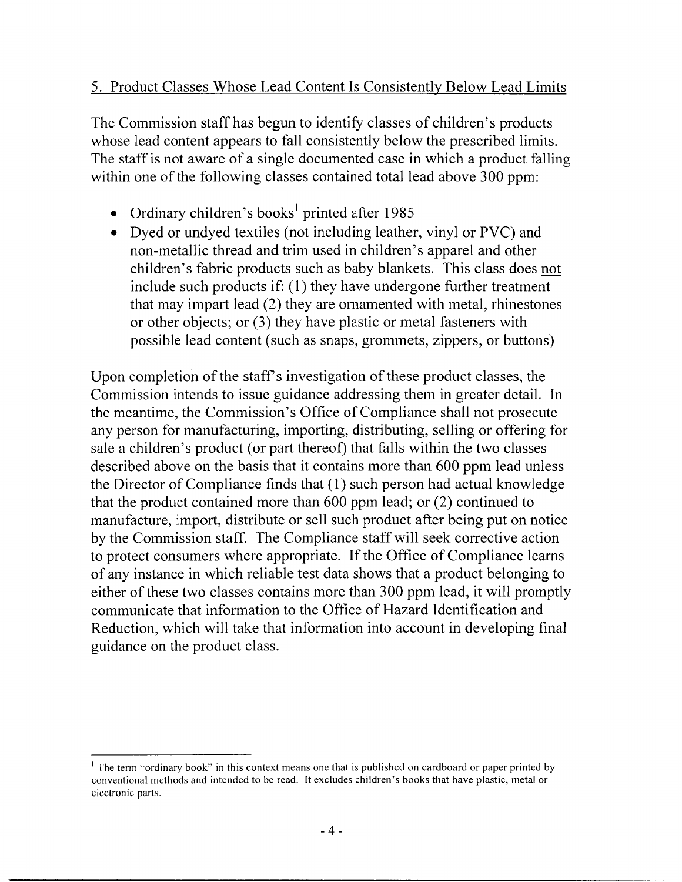## 5. Product Classes Whose Lead Content Is Consistently Below Lead Limits

The Commission staff has begun to identify classes of children's products whose lead content appears to fall consistently below the prescribed limits. The staff is not aware of a single documented case in which a product falling within one of the following classes contained total lead above 300 ppm:

- Ordinary children's books[1] printed after 1985
- Dyed or undyed textiles (not including leather, vinyl or PVC) and non-metallic thread and trim used in children's apparel and other children's fabric products such as baby blankets. This class does not include such products if: (1) they have undergone further treatment that may impart lead (2) they are ornamented with metal, rhinestones or other objects; or (3) they have plastic or metal fasteners with possible lead content (such as snaps, grommets, zippers, or buttons)

Upon completion of the staff's investigation of these product classes, the Commission intends to issue guidance addressing them in greater detail. In the meantime, the Commission's Office of Compliance shall not prosecute any person for manufacturing, importing, distributing, selling or offering for sale a children's product (or part thereof) that falls within the two classes described above on the basis that it contains more than 600 ppm lead unless the Director of Compliance finds that (1) such person had actual knowledge that the product contained more than 600 ppm lead; or (2) continued to manufacture, import, distribute or sell such product after being put on notice by the Commission staff. The Compliance staff will seek corrective action to protect consumers where appropriate. If the Office of Compliance learns of any instance in which reliable test data shows that a product belonging to either of these two classes contains more than 300 ppm lead, it will promptly communicate that information to the Office of Hazard Identification and Reduction, which will take that information into account in developing final guidance on the product class.

[1] The term "ordinary book" in this context means one that is published on cardboard or paper printed by conventional methods and intended to be read. It excludes children's books that have plastic, metal or electronic parts.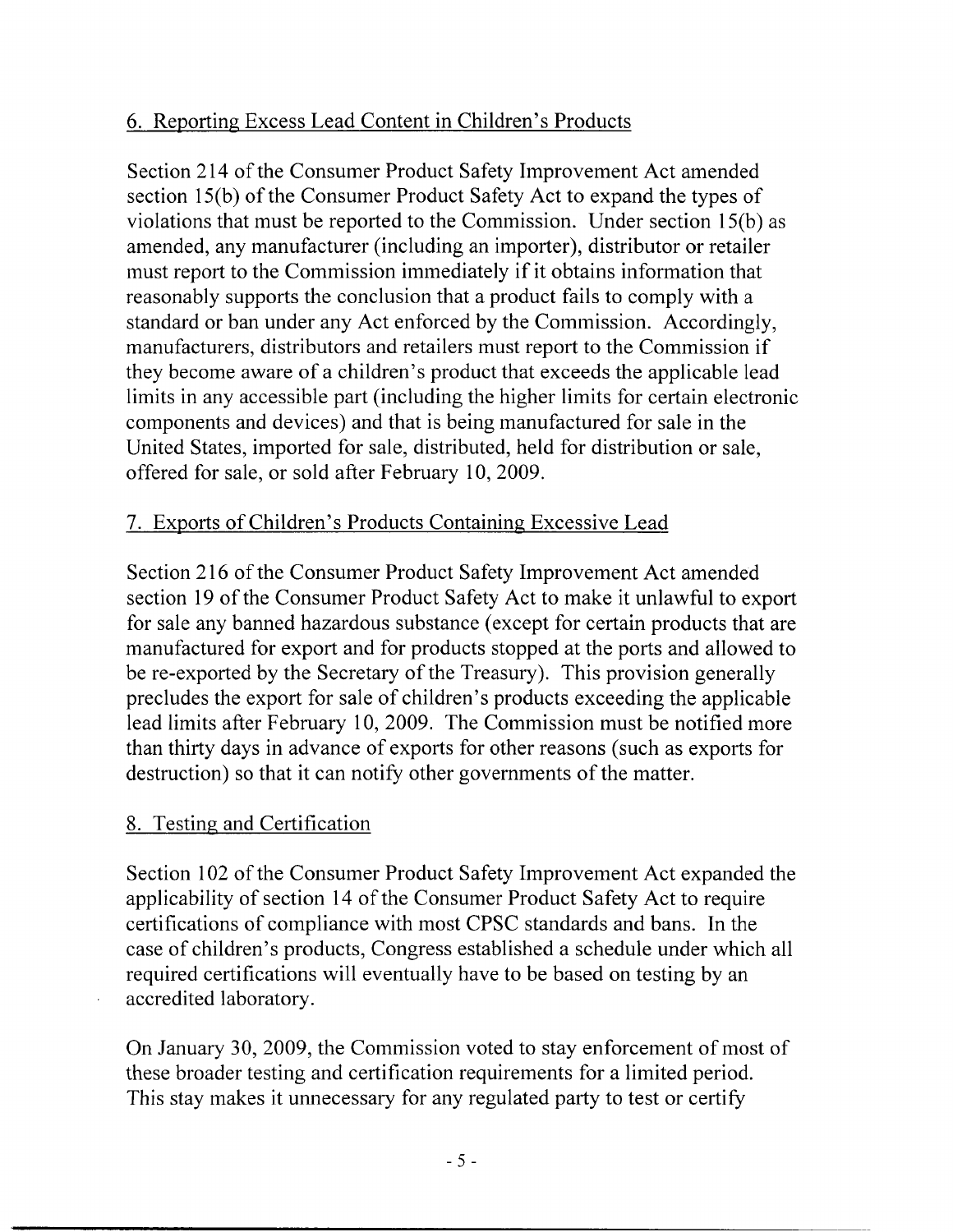## 6. Reporting Excess Lead Content in Children's Products

Section 214 of the Consumer Product Safety Improvement Act amended section 15(b) of the Consumer Product Safety Act to expand the types of violations that must be reported to the Commission. Under section 15(b) as amended, any manufacturer (including an importer), distributor or retailer must report to the Commission immediately if it obtains information that reasonably supports the conclusion that a product fails to comply with a standard or ban under any Act enforced by the Commission. Accordingly, manufacturers, distributors and retailers must report to the Commission if they become aware of a children's product that exceeds the applicable lead limits in any accessible part (including the higher limits for certain electronic components and devices) and that is being manufactured for sale in the United States, imported for sale, distributed, held for distribution or sale, offered for sale, or sold after February 10, 2009.

## 7. Exports of Children's Products Containing Excessive Lead

Section 216 of the Consumer Product Safety Improvement Act amended section 19 of the Consumer Product Safety Act to make it unlawful to export for sale any banned hazardous substance (except for certain products that are manufactured for export and for products stopped at the ports and allowed to be re-exported by the Secretary of the Treasury). This provision generally precludes the export for sale of children's products exceeding the applicable lead limits after February 10, 2009. The Commission must be notified more than thirty days in advance of exports for other reasons (such as exports for destruction) so that it can notify other governments of the matter.

## 8. Testing and Certification

Section 102 of the Consumer Product Safety Improvement Act expanded the applicability of section 14 of the Consumer Product Safety Act to require certifications of compliance with most CPSC standards and bans. In the case of children's products, Congress established a schedule under which all required certifications will eventually have to be based on testing by an accredited laboratory.

On January 30, 2009, the Commission voted to stay enforcement of most of these broader testing and certification requirements for a limited period. This stay makes it unnecessary for any regulated party to test or certify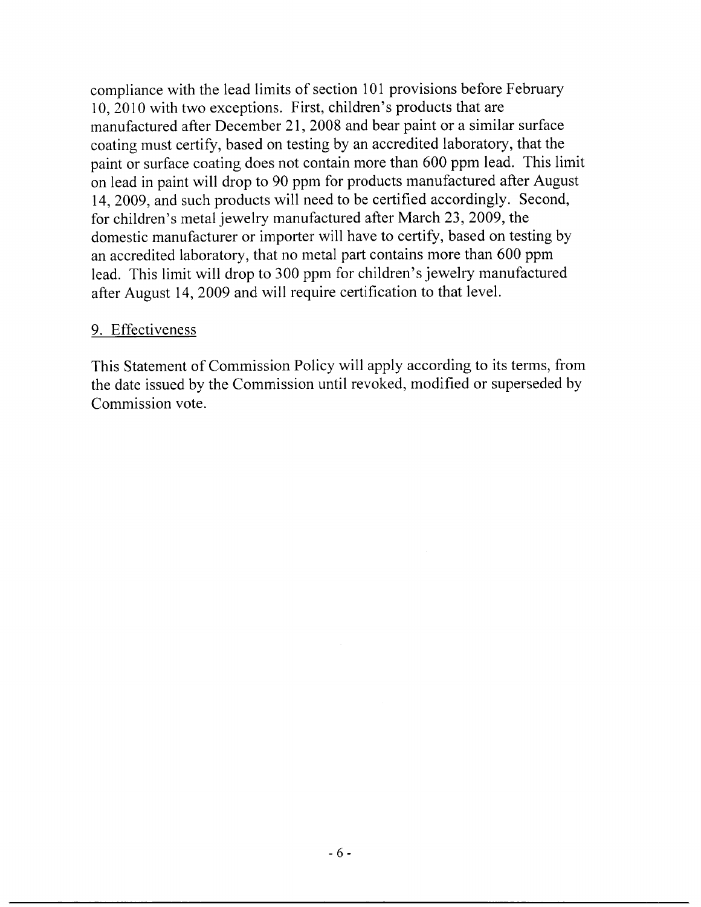compliance with the lead limits of section 101 provisions before February 10, 2010 with two exceptions. First, children's products that are manufactured after December 21, 2008 and bear paint or a similar surface coating must certify, based on testing by an accredited laboratory, that the paint or surface coating does not contain more than 600 ppm lead. This limit on lead in paint will drop to 90 ppm for products manufactured after August 14, 2009, and such products will need to be certified accordingly. Second, for children's metal jewelry manufactured after March 23, 2009, the domestic manufacturer or importer will have to certify, based on testing by an accredited laboratory, that no metal part contains more than 600 ppm lead. This limit will drop to 300 ppm for children's jewelry manufactured after August 14, 2009 and will require certification to that level.

## 9. Effectiveness

This Statement of Commission Policy will apply according to its terms, from the date issued by the Commission until revoked, modified or superseded by Commission vote.